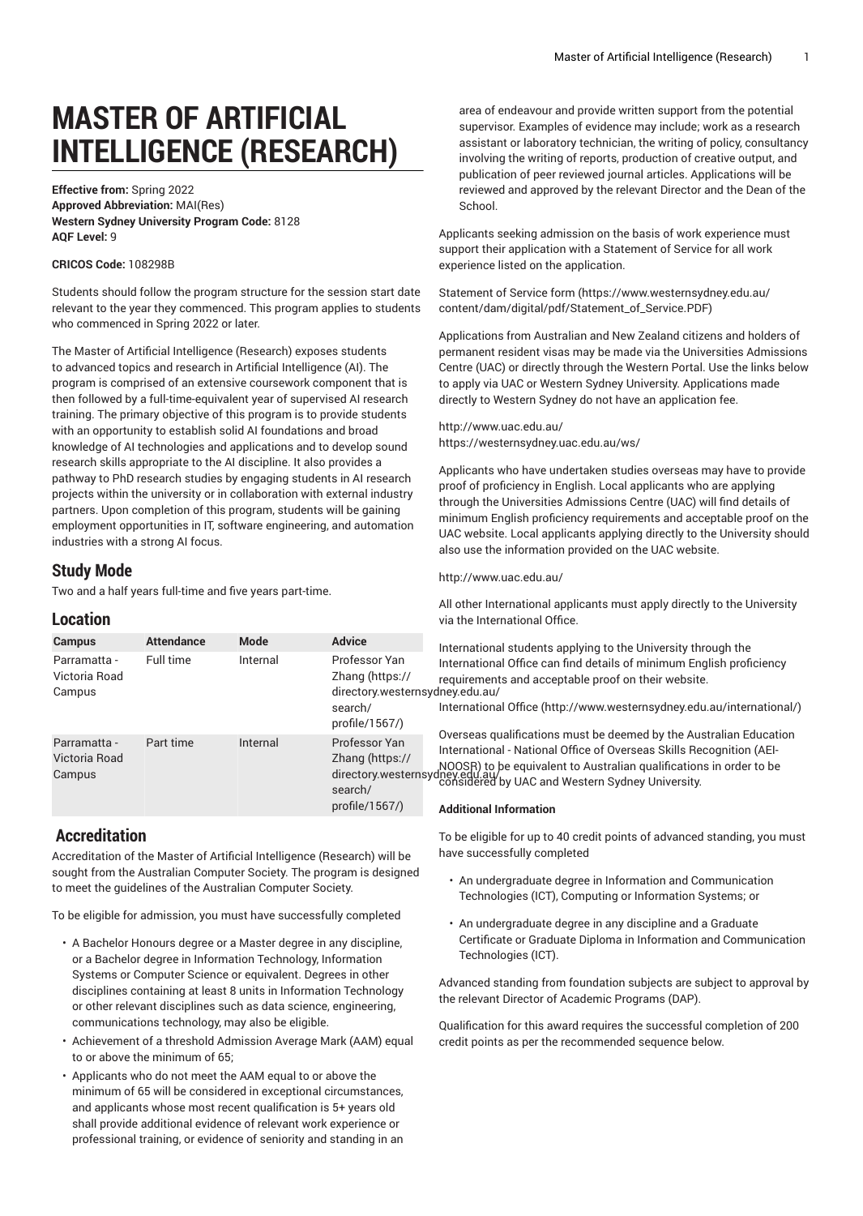# MASTER OF ARTIFICIAL INTELLIGENCE (RESEARCH)

**Effective from:** Spring 2022
**Approved Abbreviation:** MAI(Res)
**Western Sydney University Program Code:** 8128
**AQF Level:** 9

**CRICOS Code:** 108298B

Students should follow the program structure for the session start date relevant to the year they commenced. This program applies to students who commenced in Spring 2022 or later.

The Master of Artificial Intelligence (Research) exposes students to advanced topics and research in Artificial Intelligence (AI). The program is comprised of an extensive coursework component that is then followed by a full-time-equivalent year of supervised AI research training. The primary objective of this program is to provide students with an opportunity to establish solid AI foundations and broad knowledge of AI technologies and applications and to develop sound research skills appropriate to the AI discipline. It also provides a pathway to PhD research studies by engaging students in AI research projects within the university or in collaboration with external industry partners. Upon completion of this program, students will be gaining employment opportunities in IT, software engineering, and automation industries with a strong AI focus.

## Study Mode

Two and a half years full-time and five years part-time.

## Location

| Campus | Attendance | Mode | Advice |
|---|---|---|---|
| Parramatta - Victoria Road Campus | Full time | Internal | Professor Yan Zhang (https://directory.westernsydney.edu.au/search/profile/1567/) |
| Parramatta - Victoria Road Campus | Part time | Internal | Professor Yan Zhang (https://directory.westernsydney.edu.au/search/profile/1567/) |

## Accreditation

Accreditation of the Master of Artificial Intelligence (Research) will be sought from the Australian Computer Society. The program is designed to meet the guidelines of the Australian Computer Society.

To be eligible for admission, you must have successfully completed

- A Bachelor Honours degree or a Master degree in any discipline, or a Bachelor degree in Information Technology, Information Systems or Computer Science or equivalent. Degrees in other disciplines containing at least 8 units in Information Technology or other relevant disciplines such as data science, engineering, communications technology, may also be eligible.
- Achievement of a threshold Admission Average Mark (AAM) equal to or above the minimum of 65;
- Applicants who do not meet the AAM equal to or above the minimum of 65 will be considered in exceptional circumstances, and applicants whose most recent qualification is 5+ years old shall provide additional evidence of relevant work experience or professional training, or evidence of seniority and standing in an area of endeavour and provide written support from the potential supervisor. Examples of evidence may include; work as a research assistant or laboratory technician, the writing of policy, consultancy involving the writing of reports, production of creative output, and publication of peer reviewed journal articles. Applications will be reviewed and approved by the relevant Director and the Dean of the School.

Applicants seeking admission on the basis of work experience must support their application with a Statement of Service for all work experience listed on the application.

Statement of Service form (https://www.westernsydney.edu.au/content/dam/digital/pdf/Statement_of_Service.PDF)

Applications from Australian and New Zealand citizens and holders of permanent resident visas may be made via the Universities Admissions Centre (UAC) or directly through the Western Portal. Use the links below to apply via UAC or Western Sydney University. Applications made directly to Western Sydney do not have an application fee.

http://www.uac.edu.au/
https://westernsydney.uac.edu.au/ws/

Applicants who have undertaken studies overseas may have to provide proof of proficiency in English. Local applicants who are applying through the Universities Admissions Centre (UAC) will find details of minimum English proficiency requirements and acceptable proof on the UAC website. Local applicants applying directly to the University should also use the information provided on the UAC website.

http://www.uac.edu.au/

All other International applicants must apply directly to the University via the International Office.

International students applying to the University through the International Office can find details of minimum English proficiency requirements and acceptable proof on their website.

International Office (http://www.westernsydney.edu.au/international/)

Overseas qualifications must be deemed by the Australian Education International - National Office of Overseas Skills Recognition (AEI-NOOSR) to be equivalent to Australian qualifications in order to be considered by UAC and Western Sydney University.

**Additional Information**

To be eligible for up to 40 credit points of advanced standing, you must have successfully completed

- An undergraduate degree in Information and Communication Technologies (ICT), Computing or Information Systems; or
- An undergraduate degree in any discipline and a Graduate Certificate or Graduate Diploma in Information and Communication Technologies (ICT).

Advanced standing from foundation subjects are subject to approval by the relevant Director of Academic Programs (DAP).

Qualification for this award requires the successful completion of 200 credit points as per the recommended sequence below.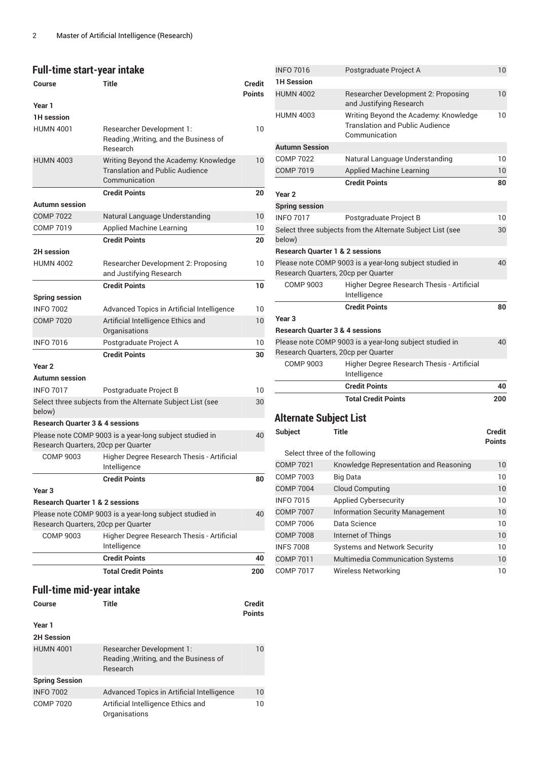## Full-time start-year intake

| Course | Title | Credit Points |
|---|---|---|
| **Year 1** | | |
| **1H session** | | |
| HUMN 4001 | Researcher Development 1: Reading ,Writing, and the Business of Research | 10 |
| HUMN 4003 | Writing Beyond the Academy: Knowledge Translation and Public Audience Communication | 10 |
| | **Credit Points** | **20** |
| **Autumn session** | | |
| COMP 7022 | Natural Language Understanding | 10 |
| COMP 7019 | Applied Machine Learning | 10 |
| | **Credit Points** | **20** |
| **2H session** | | |
| HUMN 4002 | Researcher Development 2: Proposing and Justifying Research | 10 |
| | **Credit Points** | **10** |
| **Spring session** | | |
| INFO 7002 | Advanced Topics in Artificial Intelligence | 10 |
| COMP 7020 | Artificial Intelligence Ethics and Organisations | 10 |
| INFO 7016 | Postgraduate Project A | 10 |
| | **Credit Points** | **30** |
| **Year 2** | | |
| **Autumn session** | | |
| INFO 7017 | Postgraduate Project B | 10 |
| Select three subjects from the Alternate Subject List (see below) | | 30 |
| **Research Quarter 3 & 4 sessions** | | |
| Please note COMP 9003 is a year-long subject studied in Research Quarters, 20cp per Quarter | | 40 |
| COMP 9003 | Higher Degree Research Thesis - Artificial Intelligence | |
| | **Credit Points** | **80** |
| **Year 3** | | |
| **Research Quarter 1 & 2 sessions** | | |
| Please note COMP 9003 is a year-long subject studied in Research Quarters, 20cp per Quarter | | 40 |
| COMP 9003 | Higher Degree Research Thesis - Artificial Intelligence | |
| | **Credit Points** | **40** |
| | **Total Credit Points** | **200** |

## Full-time mid-year intake

| Course | Title | Credit Points |
|---|---|---|
| **Year 1** | | |
| **2H Session** | | |
| HUMN 4001 | Researcher Development 1: Reading ,Writing, and the Business of Research | 10 |
| **Spring Session** | | |
| INFO 7002 | Advanced Topics in Artificial Intelligence | 10 |
| COMP 7020 | Artificial Intelligence Ethics and Organisations | 10 |
| INFO 7016 | Postgraduate Project A | 10 |
| **1H Session** | | |
| HUMN 4002 | Researcher Development 2: Proposing and Justifying Research | 10 |
| HUMN 4003 | Writing Beyond the Academy: Knowledge Translation and Public Audience Communication | 10 |
| **Autumn Session** | | |
| COMP 7022 | Natural Language Understanding | 10 |
| COMP 7019 | Applied Machine Learning | 10 |
| | **Credit Points** | **80** |
| **Year 2** | | |
| **Spring session** | | |
| INFO 7017 | Postgraduate Project B | 10 |
| Select three subjects from the Alternate Subject List (see below) | | 30 |
| **Research Quarter 1 & 2 sessions** | | |
| Please note COMP 9003 is a year-long subject studied in Research Quarters, 20cp per Quarter | | 40 |
| COMP 9003 | Higher Degree Research Thesis - Artificial Intelligence | |
| | **Credit Points** | **80** |
| **Year 3** | | |
| **Research Quarter 3 & 4 sessions** | | |
| Please note COMP 9003 is a year-long subject studied in Research Quarters, 20cp per Quarter | | 40 |
| COMP 9003 | Higher Degree Research Thesis - Artificial Intelligence | |
| | **Credit Points** | **40** |
| | **Total Credit Points** | **200** |

## Alternate Subject List

| Subject | Title | Credit Points |
|---|---|---|
| Select three of the following | | |
| COMP 7021 | Knowledge Representation and Reasoning | 10 |
| COMP 7003 | Big Data | 10 |
| COMP 7004 | Cloud Computing | 10 |
| INFO 7015 | Applied Cybersecurity | 10 |
| COMP 7007 | Information Security Management | 10 |
| COMP 7006 | Data Science | 10 |
| COMP 7008 | Internet of Things | 10 |
| INFS 7008 | Systems and Network Security | 10 |
| COMP 7011 | Multimedia Communication Systems | 10 |
| COMP 7017 | Wireless Networking | 10 |